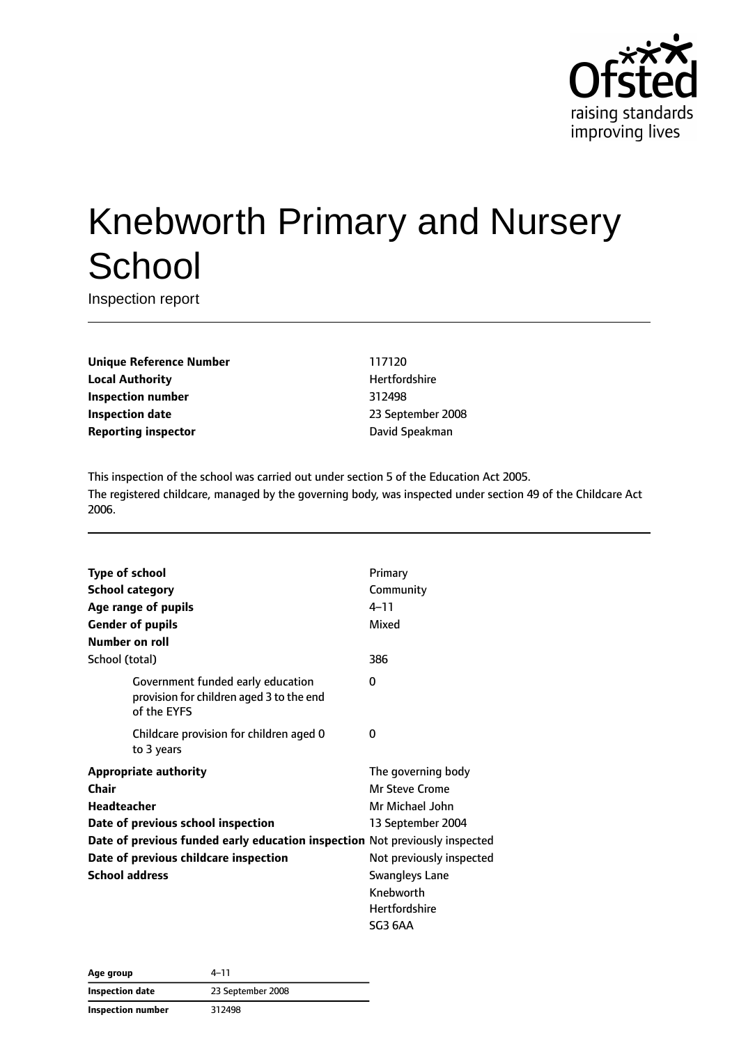Ofsted
raising standards
improving lives

# Knebworth Primary and Nursery School

Inspection report

| | |
|---|---|
| **Unique Reference Number** | 117120 |
| **Local Authority** | Hertfordshire |
| **Inspection number** | 312498 |
| **Inspection date** | 23 September 2008 |
| **Reporting inspector** | David Speakman |

This inspection of the school was carried out under section 5 of the Education Act 2005.
The registered childcare, managed by the governing body, was inspected under section 49 of the Childcare Act 2006.

| | |
|---|---|
| **Type of school** | Primary |
| **School category** | Community |
| **Age range of pupils** | 4–11 |
| **Gender of pupils** | Mixed |
| **Number on roll** | |
| School (total) | 386 |
| Government funded early education provision for children aged 3 to the end of the EYFS | 0 |
| Childcare provision for children aged 0 to 3 years | 0 |
| **Appropriate authority** | The governing body |
| **Chair** | Mr Steve Crome |
| **Headteacher** | Mr Michael John |
| **Date of previous school inspection** | 13 September 2004 |
| **Date of previous funded early education inspection** | Not previously inspected |
| **Date of previous childcare inspection** | Not previously inspected |
| **School address** | Swangleys Lane<br>Knebworth<br>Hertfordshire<br>SG3 6AA |

| | |
|---|---|
| **Age group** | 4–11 |
| **Inspection date** | 23 September 2008 |
| **Inspection number** | 312498 |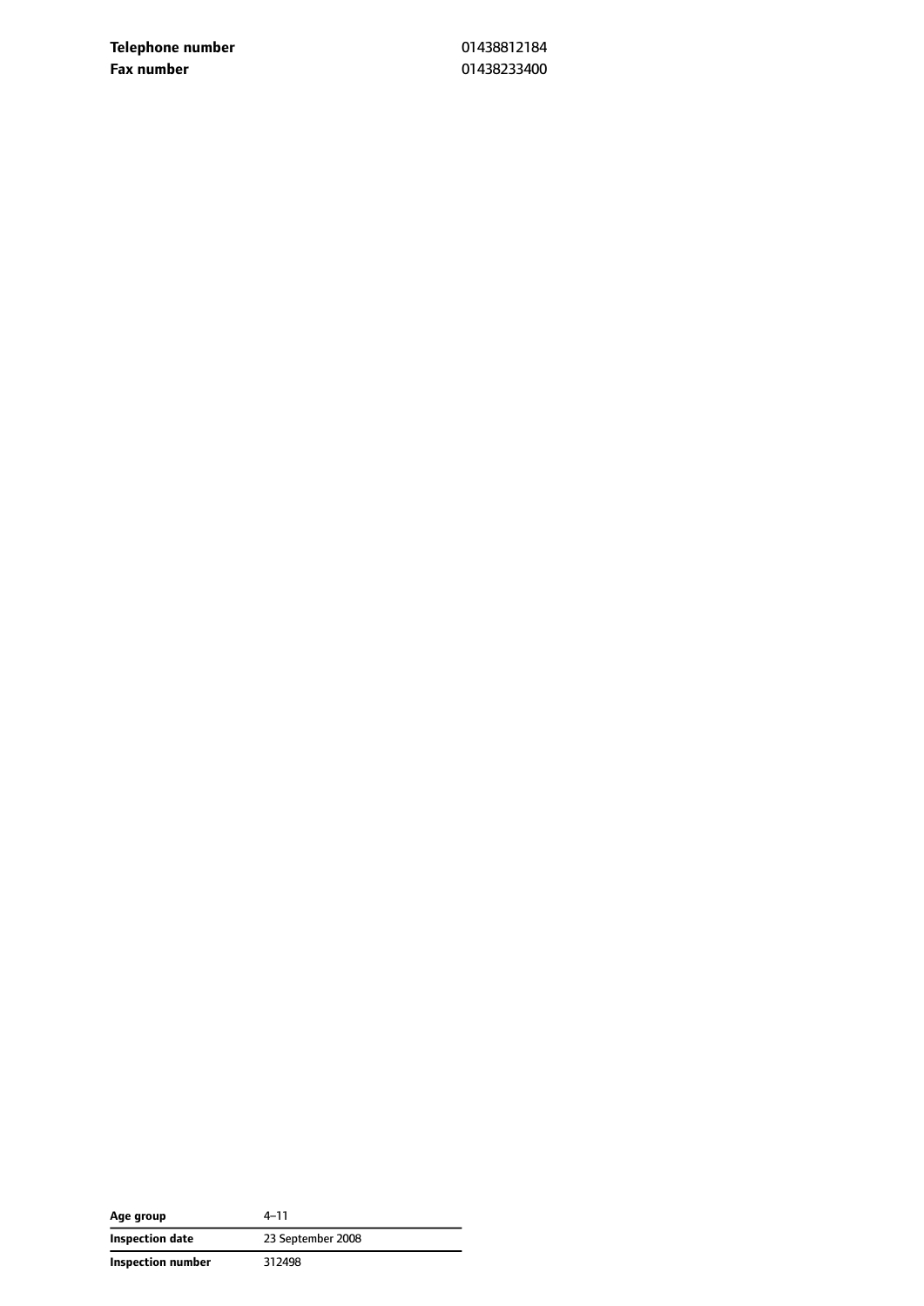| | |
|---|---|
| **Telephone number** | 01438812184 |
| **Fax number** | 01438233400 |

| | |
|---|---|
| **Age group** | 4–11 |
| **Inspection date** | 23 September 2008 |
| **Inspection number** | 312498 |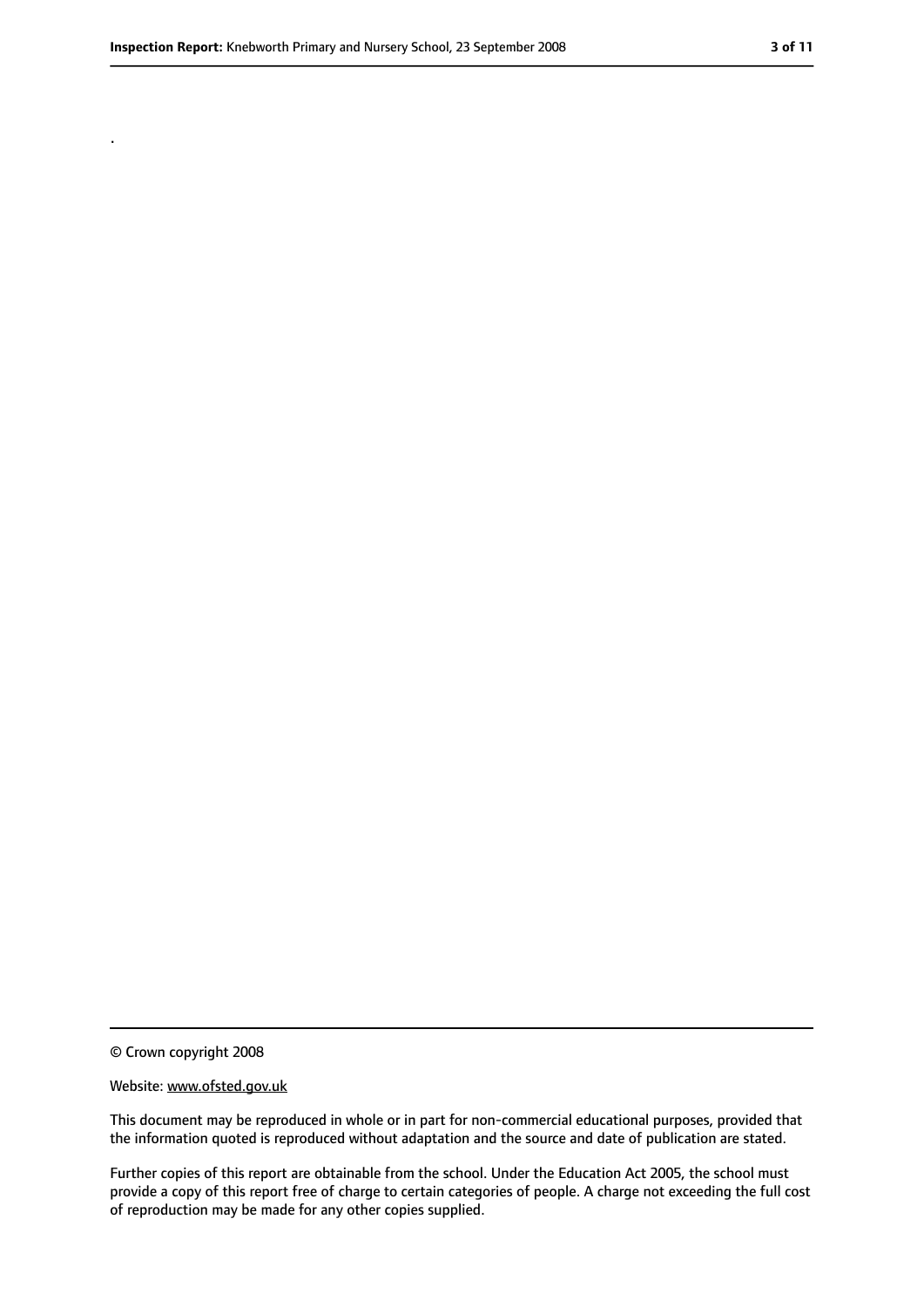.

© Crown copyright 2008

Website: www.ofsted.gov.uk

This document may be reproduced in whole or in part for non-commercial educational purposes, provided that the information quoted is reproduced without adaptation and the source and date of publication are stated.

Further copies of this report are obtainable from the school. Under the Education Act 2005, the school must provide a copy of this report free of charge to certain categories of people. A charge not exceeding the full cost of reproduction may be made for any other copies supplied.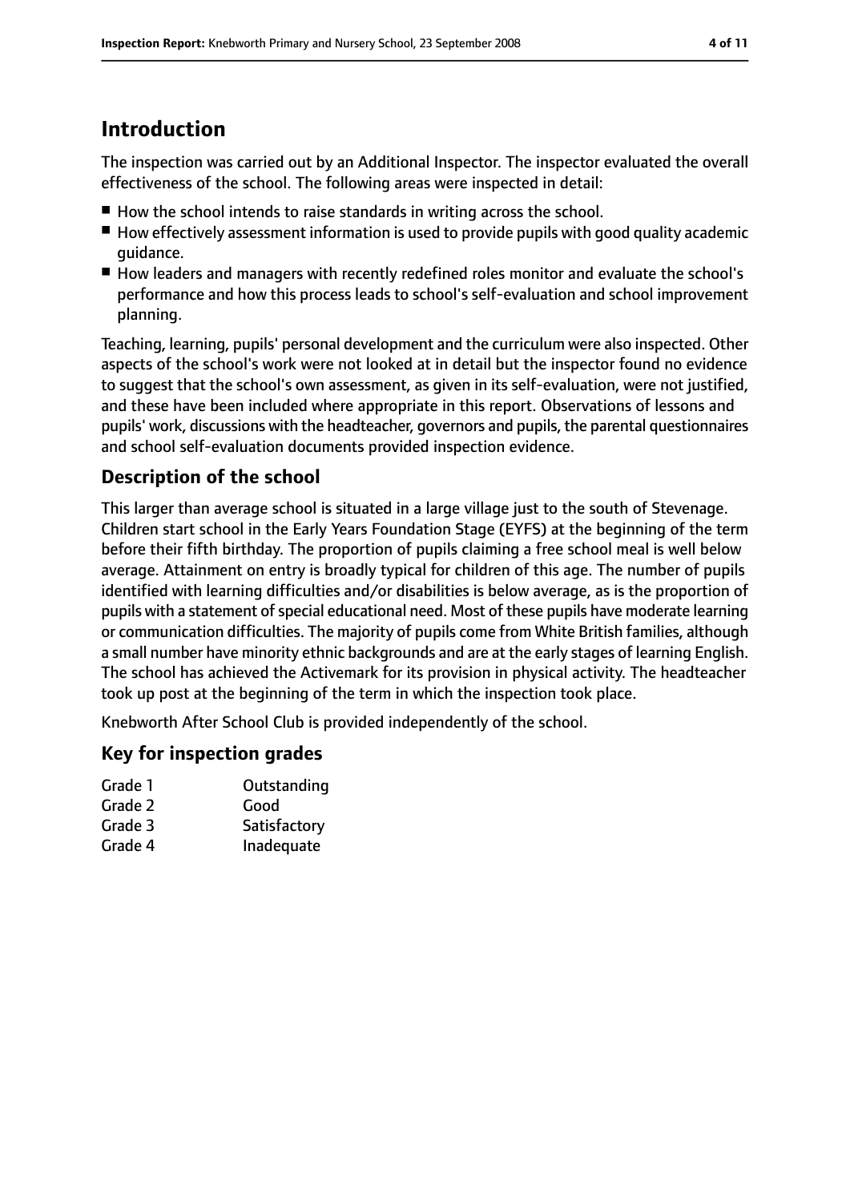# Introduction

The inspection was carried out by an Additional Inspector. The inspector evaluated the overall effectiveness of the school. The following areas were inspected in detail:

- How the school intends to raise standards in writing across the school.
- How effectively assessment information is used to provide pupils with good quality academic guidance.
- How leaders and managers with recently redefined roles monitor and evaluate the school's performance and how this process leads to school's self-evaluation and school improvement planning.

Teaching, learning, pupils' personal development and the curriculum were also inspected. Other aspects of the school's work were not looked at in detail but the inspector found no evidence to suggest that the school's own assessment, as given in its self-evaluation, were not justified, and these have been included where appropriate in this report. Observations of lessons and pupils' work, discussions with the headteacher, governors and pupils, the parental questionnaires and school self-evaluation documents provided inspection evidence.

## Description of the school

This larger than average school is situated in a large village just to the south of Stevenage. Children start school in the Early Years Foundation Stage (EYFS) at the beginning of the term before their fifth birthday. The proportion of pupils claiming a free school meal is well below average. Attainment on entry is broadly typical for children of this age. The number of pupils identified with learning difficulties and/or disabilities is below average, as is the proportion of pupils with a statement of special educational need. Most of these pupils have moderate learning or communication difficulties. The majority of pupils come from White British families, although a small number have minority ethnic backgrounds and are at the early stages of learning English. The school has achieved the Activemark for its provision in physical activity. The headteacher took up post at the beginning of the term in which the inspection took place.

Knebworth After School Club is provided independently of the school.

## Key for inspection grades

| | |
|---|---|
| Grade 1 | Outstanding |
| Grade 2 | Good |
| Grade 3 | Satisfactory |
| Grade 4 | Inadequate |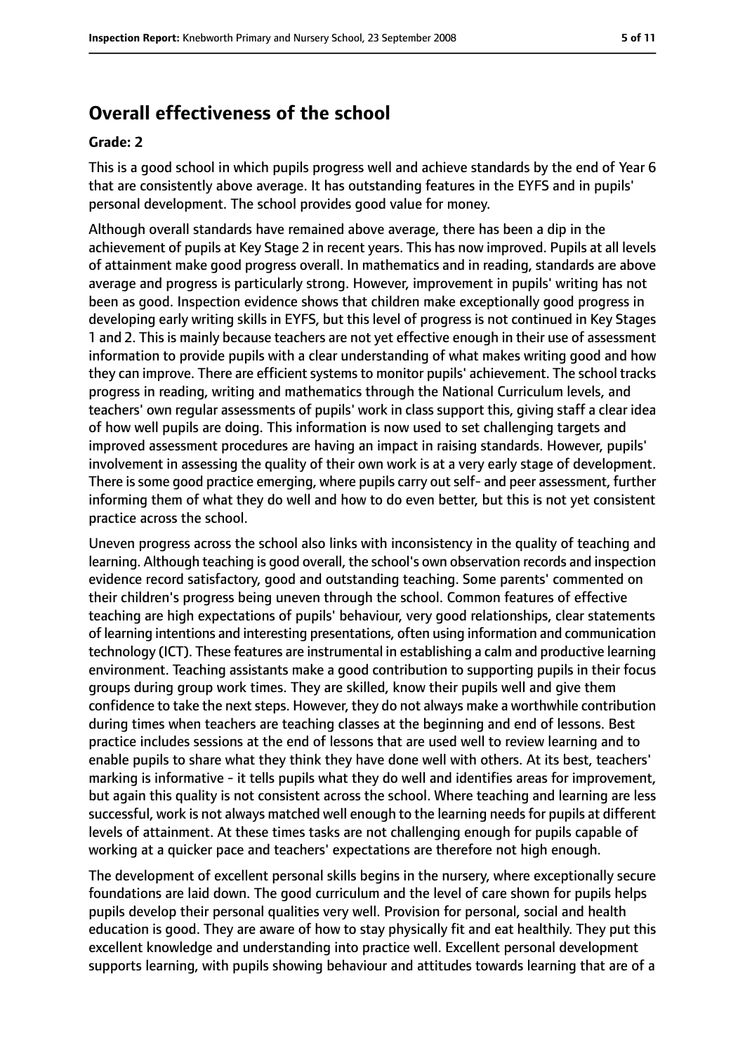## Overall effectiveness of the school

**Grade: 2**

This is a good school in which pupils progress well and achieve standards by the end of Year 6 that are consistently above average. It has outstanding features in the EYFS and in pupils' personal development. The school provides good value for money.

Although overall standards have remained above average, there has been a dip in the achievement of pupils at Key Stage 2 in recent years. This has now improved. Pupils at all levels of attainment make good progress overall. In mathematics and in reading, standards are above average and progress is particularly strong. However, improvement in pupils' writing has not been as good. Inspection evidence shows that children make exceptionally good progress in developing early writing skills in EYFS, but this level of progress is not continued in Key Stages 1 and 2. This is mainly because teachers are not yet effective enough in their use of assessment information to provide pupils with a clear understanding of what makes writing good and how they can improve. There are efficient systems to monitor pupils' achievement. The school tracks progress in reading, writing and mathematics through the National Curriculum levels, and teachers' own regular assessments of pupils' work in class support this, giving staff a clear idea of how well pupils are doing. This information is now used to set challenging targets and improved assessment procedures are having an impact in raising standards. However, pupils' involvement in assessing the quality of their own work is at a very early stage of development. There is some good practice emerging, where pupils carry out self- and peer assessment, further informing them of what they do well and how to do even better, but this is not yet consistent practice across the school.

Uneven progress across the school also links with inconsistency in the quality of teaching and learning. Although teaching is good overall, the school's own observation records and inspection evidence record satisfactory, good and outstanding teaching. Some parents' commented on their children's progress being uneven through the school. Common features of effective teaching are high expectations of pupils' behaviour, very good relationships, clear statements of learning intentions and interesting presentations, often using information and communication technology (ICT). These features are instrumental in establishing a calm and productive learning environment. Teaching assistants make a good contribution to supporting pupils in their focus groups during group work times. They are skilled, know their pupils well and give them confidence to take the next steps. However, they do not always make a worthwhile contribution during times when teachers are teaching classes at the beginning and end of lessons. Best practice includes sessions at the end of lessons that are used well to review learning and to enable pupils to share what they think they have done well with others. At its best, teachers' marking is informative - it tells pupils what they do well and identifies areas for improvement, but again this quality is not consistent across the school. Where teaching and learning are less successful, work is not always matched well enough to the learning needs for pupils at different levels of attainment. At these times tasks are not challenging enough for pupils capable of working at a quicker pace and teachers' expectations are therefore not high enough.

The development of excellent personal skills begins in the nursery, where exceptionally secure foundations are laid down. The good curriculum and the level of care shown for pupils helps pupils develop their personal qualities very well. Provision for personal, social and health education is good. They are aware of how to stay physically fit and eat healthily. They put this excellent knowledge and understanding into practice well. Excellent personal development supports learning, with pupils showing behaviour and attitudes towards learning that are of a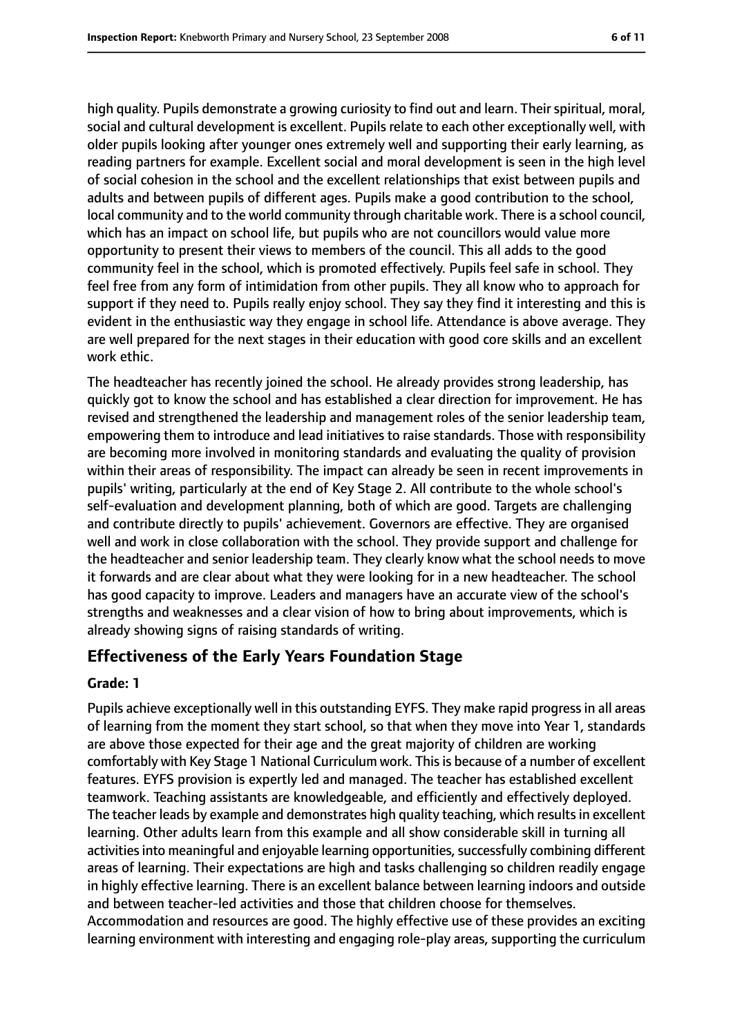high quality. Pupils demonstrate a growing curiosity to find out and learn. Their spiritual, moral, social and cultural development is excellent. Pupils relate to each other exceptionally well, with older pupils looking after younger ones extremely well and supporting their early learning, as reading partners for example. Excellent social and moral development is seen in the high level of social cohesion in the school and the excellent relationships that exist between pupils and adults and between pupils of different ages. Pupils make a good contribution to the school, local community and to the world community through charitable work. There is a school council, which has an impact on school life, but pupils who are not councillors would value more opportunity to present their views to members of the council. This all adds to the good community feel in the school, which is promoted effectively. Pupils feel safe in school. They feel free from any form of intimidation from other pupils. They all know who to approach for support if they need to. Pupils really enjoy school. They say they find it interesting and this is evident in the enthusiastic way they engage in school life. Attendance is above average. They are well prepared for the next stages in their education with good core skills and an excellent work ethic.

The headteacher has recently joined the school. He already provides strong leadership, has quickly got to know the school and has established a clear direction for improvement. He has revised and strengthened the leadership and management roles of the senior leadership team, empowering them to introduce and lead initiatives to raise standards. Those with responsibility are becoming more involved in monitoring standards and evaluating the quality of provision within their areas of responsibility. The impact can already be seen in recent improvements in pupils' writing, particularly at the end of Key Stage 2. All contribute to the whole school's self-evaluation and development planning, both of which are good. Targets are challenging and contribute directly to pupils' achievement. Governors are effective. They are organised well and work in close collaboration with the school. They provide support and challenge for the headteacher and senior leadership team. They clearly know what the school needs to move it forwards and are clear about what they were looking for in a new headteacher. The school has good capacity to improve. Leaders and managers have an accurate view of the school's strengths and weaknesses and a clear vision of how to bring about improvements, which is already showing signs of raising standards of writing.

## Effectiveness of the Early Years Foundation Stage

**Grade: 1**

Pupils achieve exceptionally well in this outstanding EYFS. They make rapid progress in all areas of learning from the moment they start school, so that when they move into Year 1, standards are above those expected for their age and the great majority of children are working comfortably with Key Stage 1 National Curriculum work. This is because of a number of excellent features. EYFS provision is expertly led and managed. The teacher has established excellent teamwork. Teaching assistants are knowledgeable, and efficiently and effectively deployed. The teacher leads by example and demonstrates high quality teaching, which results in excellent learning. Other adults learn from this example and all show considerable skill in turning all activities into meaningful and enjoyable learning opportunities, successfully combining different areas of learning. Their expectations are high and tasks challenging so children readily engage in highly effective learning. There is an excellent balance between learning indoors and outside and between teacher-led activities and those that children choose for themselves. Accommodation and resources are good. The highly effective use of these provides an exciting learning environment with interesting and engaging role-play areas, supporting the curriculum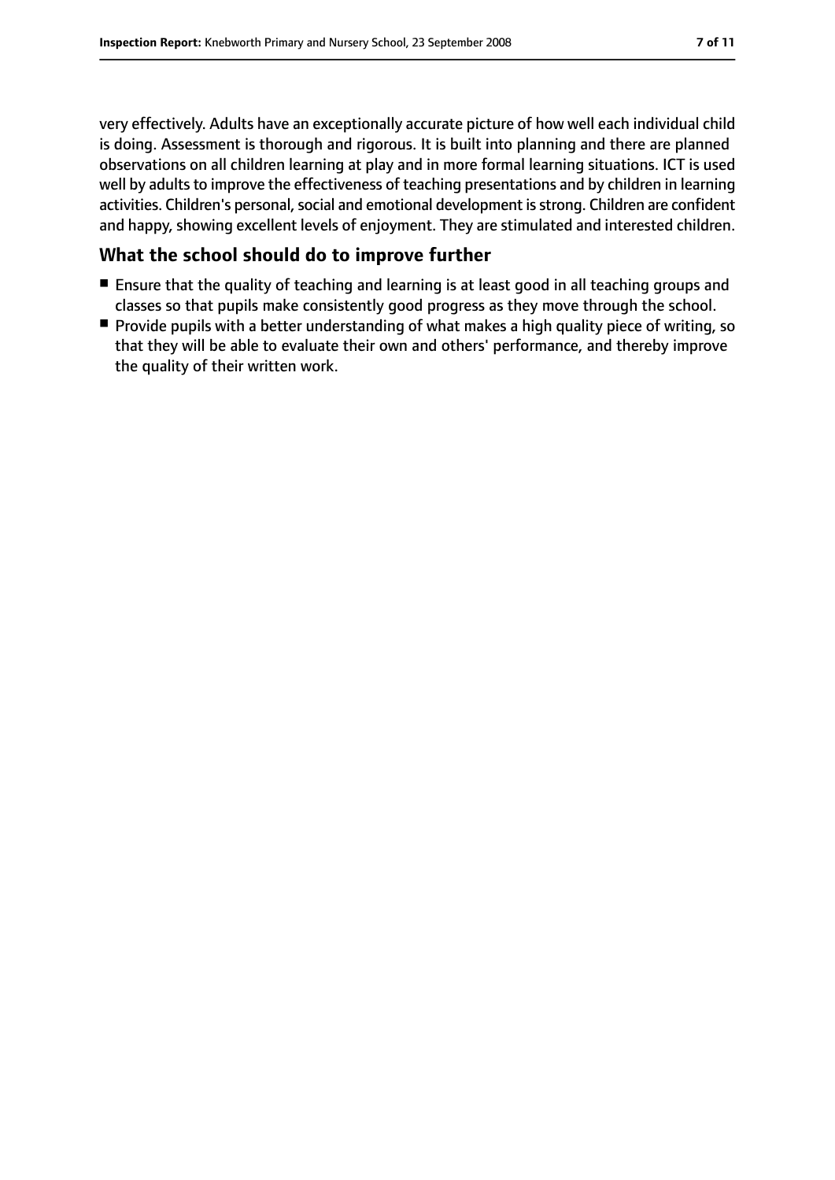very effectively. Adults have an exceptionally accurate picture of how well each individual child is doing. Assessment is thorough and rigorous. It is built into planning and there are planned observations on all children learning at play and in more formal learning situations. ICT is used well by adults to improve the effectiveness of teaching presentations and by children in learning activities. Children's personal, social and emotional development is strong. Children are confident and happy, showing excellent levels of enjoyment. They are stimulated and interested children.

## What the school should do to improve further

- Ensure that the quality of teaching and learning is at least good in all teaching groups and classes so that pupils make consistently good progress as they move through the school.
- Provide pupils with a better understanding of what makes a high quality piece of writing, so that they will be able to evaluate their own and others' performance, and thereby improve the quality of their written work.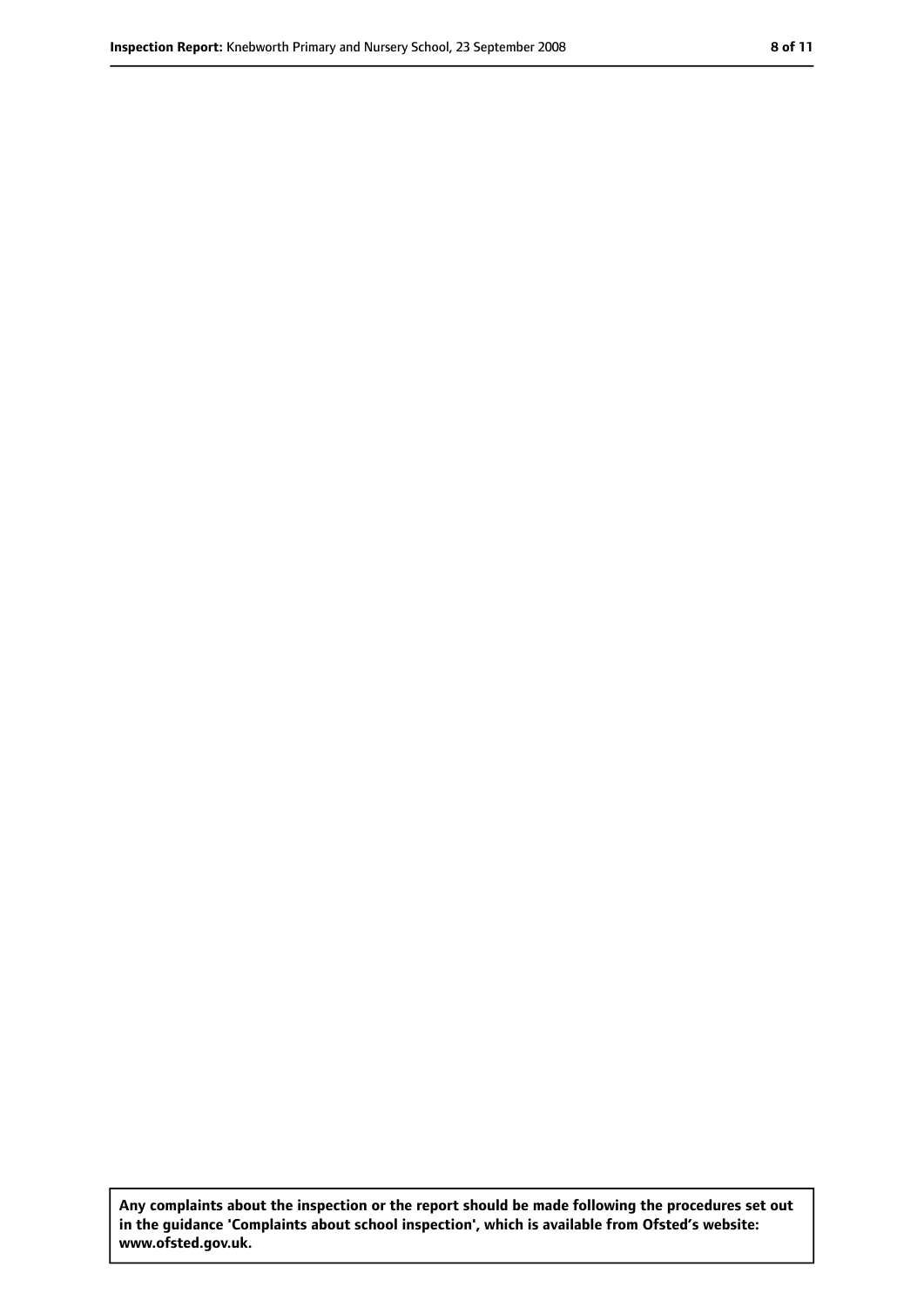**Any complaints about the inspection or the report should be made following the procedures set out in the guidance 'Complaints about school inspection', which is available from Ofsted's website: www.ofsted.gov.uk.**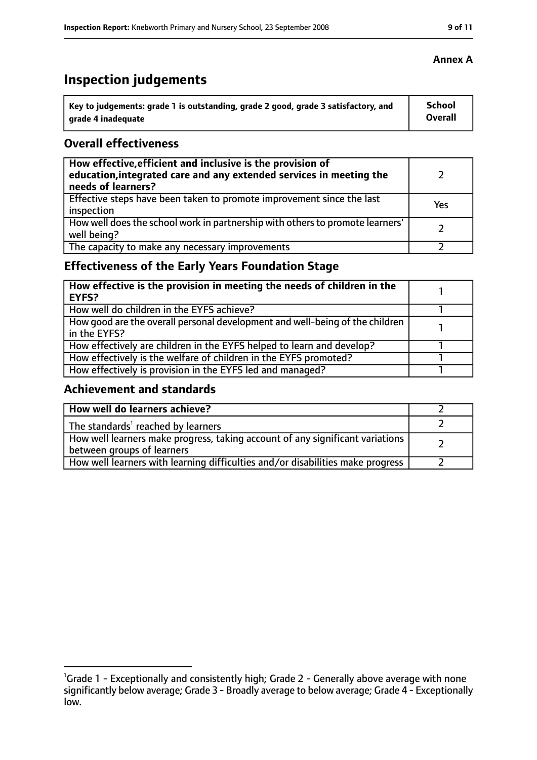**Annex A**

# Inspection judgements

| Key to judgements: grade 1 is outstanding, grade 2 good, grade 3 satisfactory, and grade 4 inadequate | School Overall |
|---|---|

## Overall effectiveness

| | |
|---|---|
| **How effective, efficient and inclusive is the provision of education, integrated care and any extended services in meeting the needs of learners?** | 2 |
| Effective steps have been taken to promote improvement since the last inspection | Yes |
| How well does the school work in partnership with others to promote learners' well being? | 2 |
| The capacity to make any necessary improvements | 2 |

## Effectiveness of the Early Years Foundation Stage

| | |
|---|---|
| **How effective is the provision in meeting the needs of children in the EYFS?** | 1 |
| How well do children in the EYFS achieve? | 1 |
| How good are the overall personal development and well-being of the children in the EYFS? | 1 |
| How effectively are children in the EYFS helped to learn and develop? | 1 |
| How effectively is the welfare of children in the EYFS promoted? | 1 |
| How effectively is provision in the EYFS led and managed? | 1 |

## Achievement and standards

| | |
|---|---|
| **How well do learners achieve?** | 2 |
| The standards[1] reached by learners | 2 |
| How well learners make progress, taking account of any significant variations between groups of learners | 2 |
| How well learners with learning difficulties and/or disabilities make progress | 2 |

---

[1]Grade 1 - Exceptionally and consistently high; Grade 2 - Generally above average with none significantly below average; Grade 3 - Broadly average to below average; Grade 4 - Exceptionally low.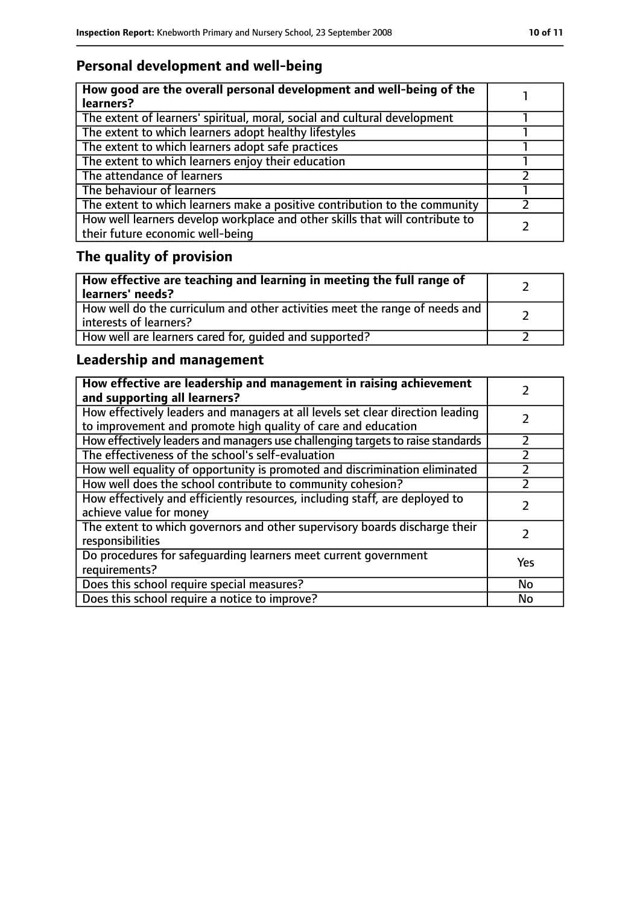## Personal development and well-being

| **How good are the overall personal development and well-being of the learners?** | 1 |
|---|---|
| The extent of learners' spiritual, moral, social and cultural development | 1 |
| The extent to which learners adopt healthy lifestyles | 1 |
| The extent to which learners adopt safe practices | 1 |
| The extent to which learners enjoy their education | 1 |
| The attendance of learners | 2 |
| The behaviour of learners | 1 |
| The extent to which learners make a positive contribution to the community | 2 |
| How well learners develop workplace and other skills that will contribute to their future economic well-being | 2 |

## The quality of provision

| **How effective are teaching and learning in meeting the full range of learners' needs?** | 2 |
|---|---|
| How well do the curriculum and other activities meet the range of needs and interests of learners? | 2 |
| How well are learners cared for, guided and supported? | 2 |

## Leadership and management

| **How effective are leadership and management in raising achievement and supporting all learners?** | 2 |
|---|---|
| How effectively leaders and managers at all levels set clear direction leading to improvement and promote high quality of care and education | 2 |
| How effectively leaders and managers use challenging targets to raise standards | 2 |
| The effectiveness of the school's self-evaluation | 2 |
| How well equality of opportunity is promoted and discrimination eliminated | 2 |
| How well does the school contribute to community cohesion? | 2 |
| How effectively and efficiently resources, including staff, are deployed to achieve value for money | 2 |
| The extent to which governors and other supervisory boards discharge their responsibilities | 2 |
| Do procedures for safeguarding learners meet current government requirements? | Yes |
| Does this school require special measures? | No |
| Does this school require a notice to improve? | No |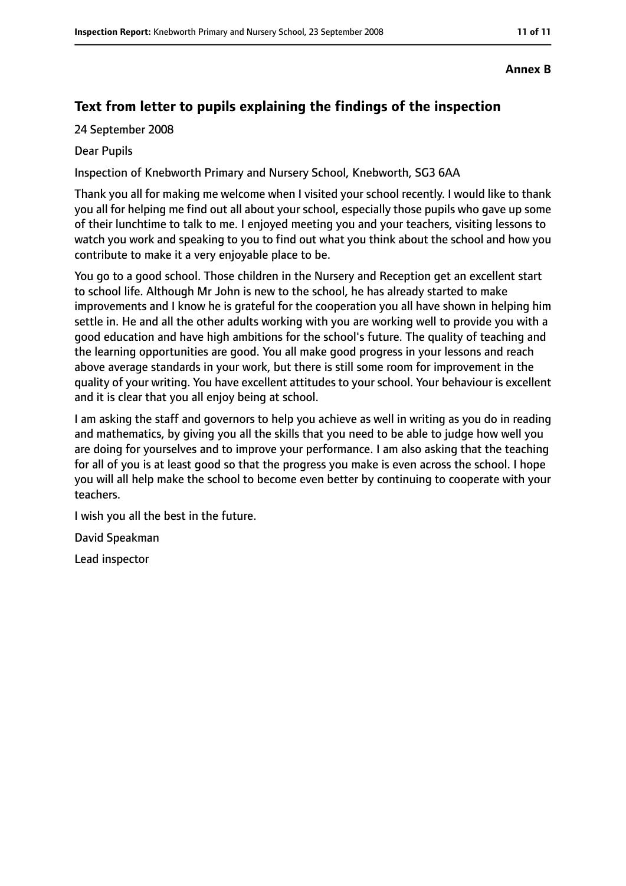**Annex B**

## Text from letter to pupils explaining the findings of the inspection

24 September 2008

Dear Pupils

Inspection of Knebworth Primary and Nursery School, Knebworth, SG3 6AA

Thank you all for making me welcome when I visited your school recently. I would like to thank you all for helping me find out all about your school, especially those pupils who gave up some of their lunchtime to talk to me. I enjoyed meeting you and your teachers, visiting lessons to watch you work and speaking to you to find out what you think about the school and how you contribute to make it a very enjoyable place to be.

You go to a good school. Those children in the Nursery and Reception get an excellent start to school life. Although Mr John is new to the school, he has already started to make improvements and I know he is grateful for the cooperation you all have shown in helping him settle in. He and all the other adults working with you are working well to provide you with a good education and have high ambitions for the school's future. The quality of teaching and the learning opportunities are good. You all make good progress in your lessons and reach above average standards in your work, but there is still some room for improvement in the quality of your writing. You have excellent attitudes to your school. Your behaviour is excellent and it is clear that you all enjoy being at school.

I am asking the staff and governors to help you achieve as well in writing as you do in reading and mathematics, by giving you all the skills that you need to be able to judge how well you are doing for yourselves and to improve your performance. I am also asking that the teaching for all of you is at least good so that the progress you make is even across the school. I hope you will all help make the school to become even better by continuing to cooperate with your teachers.

I wish you all the best in the future.

David Speakman

Lead inspector